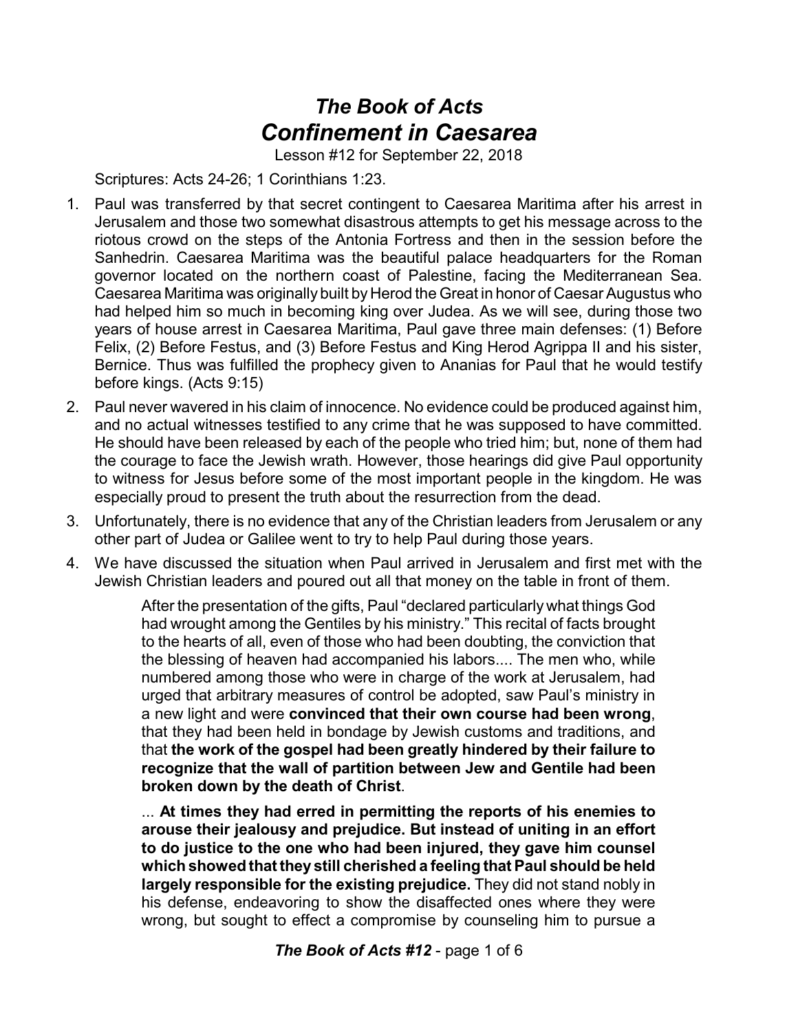# *The Book of Acts*
# *Confinement in Caesarea*

Lesson #12 for September 22, 2018

Scriptures: Acts 24-26; 1 Corinthians 1:23.

1. Paul was transferred by that secret contingent to Caesarea Maritima after his arrest in Jerusalem and those two somewhat disastrous attempts to get his message across to the riotous crowd on the steps of the Antonia Fortress and then in the session before the Sanhedrin. Caesarea Maritima was the beautiful palace headquarters for the Roman governor located on the northern coast of Palestine, facing the Mediterranean Sea. Caesarea Maritima was originally built by Herod the Great in honor of Caesar Augustus who had helped him so much in becoming king over Judea. As we will see, during those two years of house arrest in Caesarea Maritima, Paul gave three main defenses: (1) Before Felix, (2) Before Festus, and (3) Before Festus and King Herod Agrippa II and his sister, Bernice. Thus was fulfilled the prophecy given to Ananias for Paul that he would testify before kings. (Acts 9:15)
2. Paul never wavered in his claim of innocence. No evidence could be produced against him, and no actual witnesses testified to any crime that he was supposed to have committed. He should have been released by each of the people who tried him; but, none of them had the courage to face the Jewish wrath. However, those hearings did give Paul opportunity to witness for Jesus before some of the most important people in the kingdom. He was especially proud to present the truth about the resurrection from the dead.
3. Unfortunately, there is no evidence that any of the Christian leaders from Jerusalem or any other part of Judea or Galilee went to try to help Paul during those years.
4. We have discussed the situation when Paul arrived in Jerusalem and first met with the Jewish Christian leaders and poured out all that money on the table in front of them.

> After the presentation of the gifts, Paul "declared particularly what things God had wrought among the Gentiles by his ministry." This recital of facts brought to the hearts of all, even of those who had been doubting, the conviction that the blessing of heaven had accompanied his labors.... The men who, while numbered among those who were in charge of the work at Jerusalem, had urged that arbitrary measures of control be adopted, saw Paul's ministry in a new light and were **convinced that their own course had been wrong**, that they had been held in bondage by Jewish customs and traditions, and that **the work of the gospel had been greatly hindered by their failure to recognize that the wall of partition between Jew and Gentile had been broken down by the death of Christ**.
>
> ... **At times they had erred in permitting the reports of his enemies to arouse their jealousy and prejudice. But instead of uniting in an effort to do justice to the one who had been injured, they gave him counsel which showed that they still cherished a feeling that Paul should be held largely responsible for the existing prejudice.** They did not stand nobly in his defense, endeavoring to show the disaffected ones where they were wrong, but sought to effect a compromise by counseling him to pursue a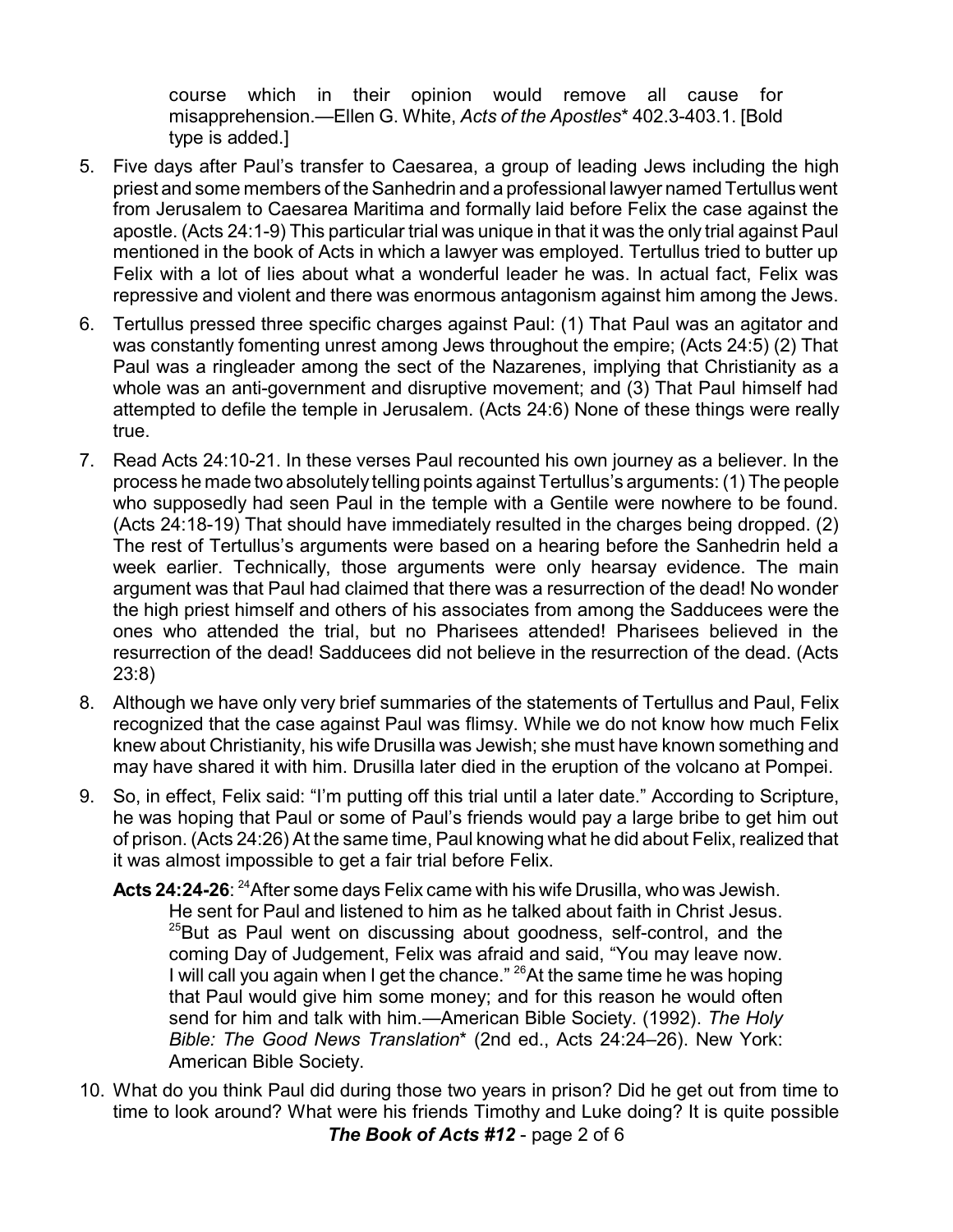course which in their opinion would remove all cause for misapprehension.—Ellen G. White, *Acts of the Apostles** 402.3-403.1. [Bold type is added.]

5. Five days after Paul's transfer to Caesarea, a group of leading Jews including the high priest and some members of the Sanhedrin and a professional lawyer named Tertullus went from Jerusalem to Caesarea Maritima and formally laid before Felix the case against the apostle. (Acts 24:1-9) This particular trial was unique in that it was the only trial against Paul mentioned in the book of Acts in which a lawyer was employed. Tertullus tried to butter up Felix with a lot of lies about what a wonderful leader he was. In actual fact, Felix was repressive and violent and there was enormous antagonism against him among the Jews.

6. Tertullus pressed three specific charges against Paul: (1) That Paul was an agitator and was constantly fomenting unrest among Jews throughout the empire; (Acts 24:5) (2) That Paul was a ringleader among the sect of the Nazarenes, implying that Christianity as a whole was an anti-government and disruptive movement; and (3) That Paul himself had attempted to defile the temple in Jerusalem. (Acts 24:6) None of these things were really true.

7. Read Acts 24:10-21. In these verses Paul recounted his own journey as a believer. In the process he made two absolutely telling points against Tertullus's arguments: (1) The people who supposedly had seen Paul in the temple with a Gentile were nowhere to be found. (Acts 24:18-19) That should have immediately resulted in the charges being dropped. (2) The rest of Tertullus's arguments were based on a hearing before the Sanhedrin held a week earlier. Technically, those arguments were only hearsay evidence. The main argument was that Paul had claimed that there was a resurrection of the dead! No wonder the high priest himself and others of his associates from among the Sadducees were the ones who attended the trial, but no Pharisees attended! Pharisees believed in the resurrection of the dead! Sadducees did not believe in the resurrection of the dead. (Acts 23:8)

8. Although we have only very brief summaries of the statements of Tertullus and Paul, Felix recognized that the case against Paul was flimsy. While we do not know how much Felix knew about Christianity, his wife Drusilla was Jewish; she must have known something and may have shared it with him. Drusilla later died in the eruption of the volcano at Pompei.

9. So, in effect, Felix said: "I'm putting off this trial until a later date." According to Scripture, he was hoping that Paul or some of Paul's friends would pay a large bribe to get him out of prison. (Acts 24:26) At the same time, Paul knowing what he did about Felix, realized that it was almost impossible to get a fair trial before Felix.

   **Acts 24:24-26**: [24]After some days Felix came with his wife Drusilla, who was Jewish. He sent for Paul and listened to him as he talked about faith in Christ Jesus. [25]But as Paul went on discussing about goodness, self-control, and the coming Day of Judgement, Felix was afraid and said, "You may leave now. I will call you again when I get the chance." [26]At the same time he was hoping that Paul would give him some money; and for this reason he would often send for him and talk with him.—American Bible Society. (1992). *The Holy Bible: The Good News Translation** (2nd ed., Acts 24:24–26). New York: American Bible Society.

10. What do you think Paul did during those two years in prison? Did he get out from time to time to look around? What were his friends Timothy and Luke doing? It is quite possible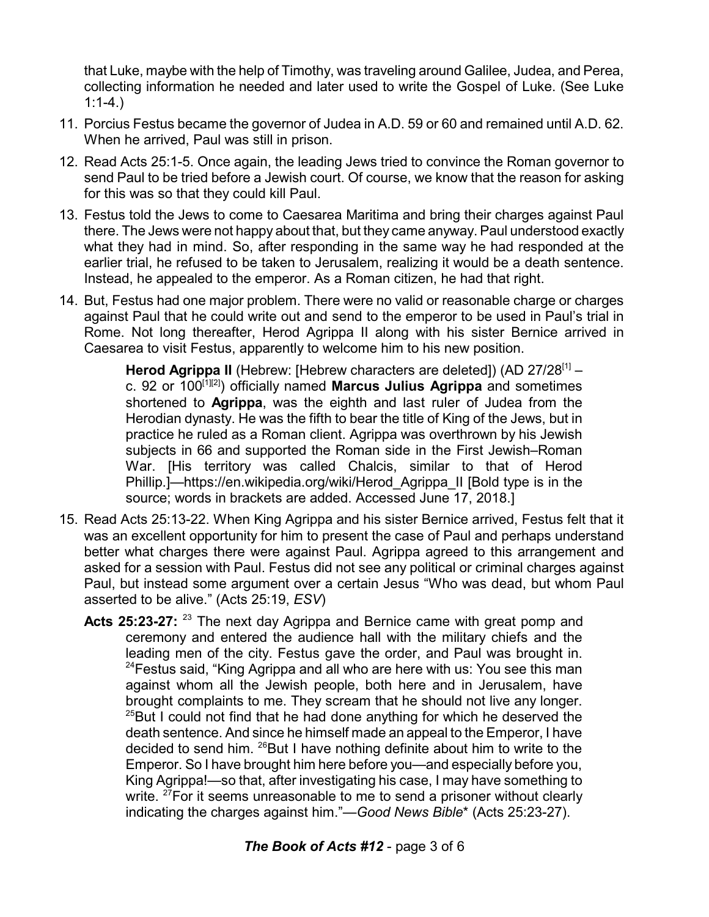that Luke, maybe with the help of Timothy, was traveling around Galilee, Judea, and Perea, collecting information he needed and later used to write the Gospel of Luke. (See Luke 1:1-4.)

11. Porcius Festus became the governor of Judea in A.D. 59 or 60 and remained until A.D. 62. When he arrived, Paul was still in prison.

12. Read Acts 25:1-5. Once again, the leading Jews tried to convince the Roman governor to send Paul to be tried before a Jewish court. Of course, we know that the reason for asking for this was so that they could kill Paul.

13. Festus told the Jews to come to Caesarea Maritima and bring their charges against Paul there. The Jews were not happy about that, but they came anyway. Paul understood exactly what they had in mind. So, after responding in the same way he had responded at the earlier trial, he refused to be taken to Jerusalem, realizing it would be a death sentence. Instead, he appealed to the emperor. As a Roman citizen, he had that right.

14. But, Festus had one major problem. There were no valid or reasonable charge or charges against Paul that he could write out and send to the emperor to be used in Paul's trial in Rome. Not long thereafter, Herod Agrippa II along with his sister Bernice arrived in Caesarea to visit Festus, apparently to welcome him to his new position.

> **Herod Agrippa II** (Hebrew: [Hebrew characters are deleted]) (AD 27/28[1] – c. 92 or 100[1][2]) officially named **Marcus Julius Agrippa** and sometimes shortened to **Agrippa**, was the eighth and last ruler of Judea from the Herodian dynasty. He was the fifth to bear the title of King of the Jews, but in practice he ruled as a Roman client. Agrippa was overthrown by his Jewish subjects in 66 and supported the Roman side in the First Jewish–Roman War. [His territory was called Chalcis, similar to that of Herod Phillip.]—https://en.wikipedia.org/wiki/Herod_Agrippa_II [Bold type is in the source; words in brackets are added. Accessed June 17, 2018.]

15. Read Acts 25:13-22. When King Agrippa and his sister Bernice arrived, Festus felt that it was an excellent opportunity for him to present the case of Paul and perhaps understand better what charges there were against Paul. Agrippa agreed to this arrangement and asked for a session with Paul. Festus did not see any political or criminal charges against Paul, but instead some argument over a certain Jesus "Who was dead, but whom Paul asserted to be alive." (Acts 25:19, *ESV*)

    **Acts 25:23-27:** [23] The next day Agrippa and Bernice came with great pomp and ceremony and entered the audience hall with the military chiefs and the leading men of the city. Festus gave the order, and Paul was brought in. [24]Festus said, "King Agrippa and all who are here with us: You see this man against whom all the Jewish people, both here and in Jerusalem, have brought complaints to me. They scream that he should not live any longer. [25]But I could not find that he had done anything for which he deserved the death sentence. And since he himself made an appeal to the Emperor, I have decided to send him. [26]But I have nothing definite about him to write to the Emperor. So I have brought him here before you—and especially before you, King Agrippa!—so that, after investigating his case, I may have something to write. [27]For it seems unreasonable to me to send a prisoner without clearly indicating the charges against him."—*Good News Bible*\* (Acts 25:23-27).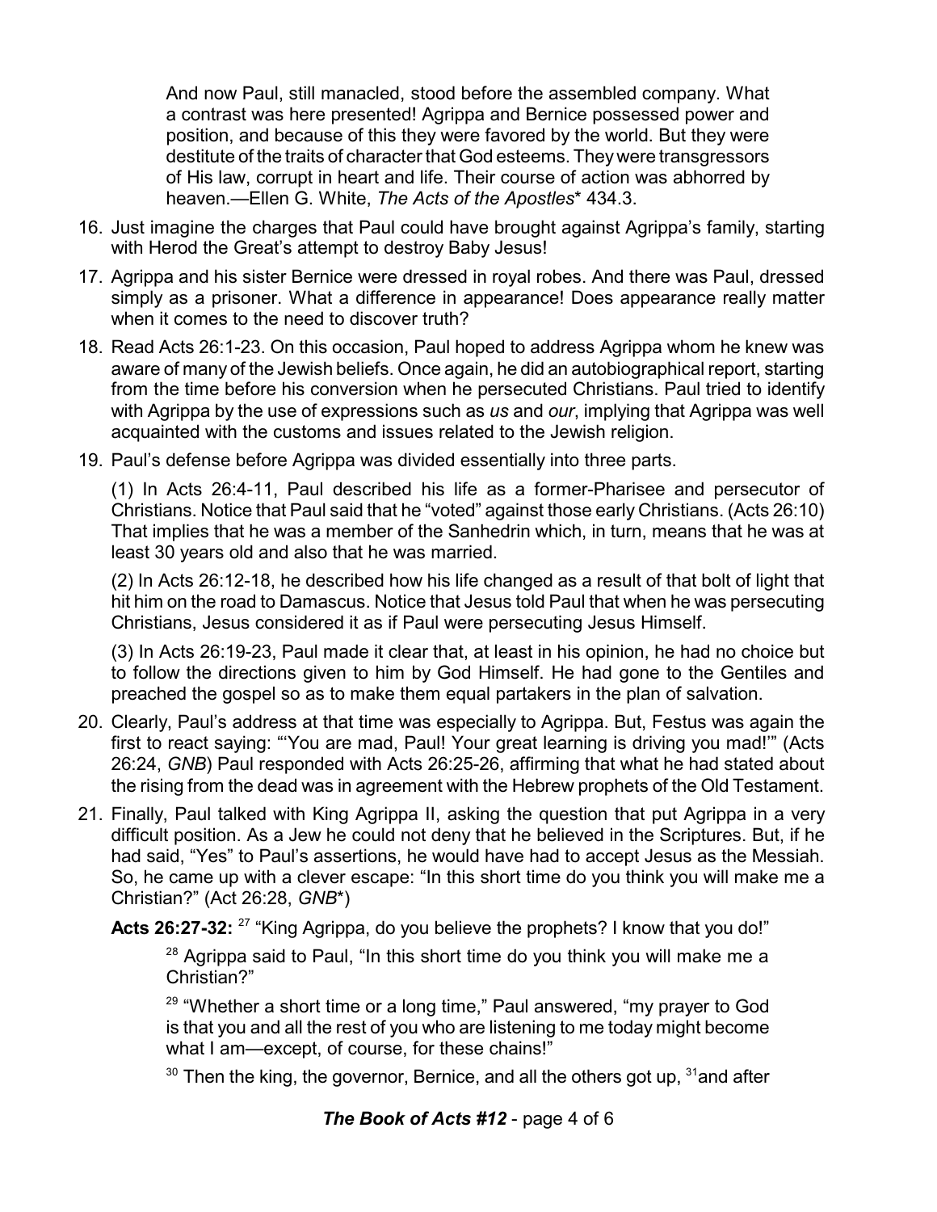And now Paul, still manacled, stood before the assembled company. What a contrast was here presented! Agrippa and Bernice possessed power and position, and because of this they were favored by the world. But they were destitute of the traits of character that God esteems. They were transgressors of His law, corrupt in heart and life. Their course of action was abhorred by heaven.—Ellen G. White, *The Acts of the Apostles*\* 434.3.

16. Just imagine the charges that Paul could have brought against Agrippa's family, starting with Herod the Great's attempt to destroy Baby Jesus!

17. Agrippa and his sister Bernice were dressed in royal robes. And there was Paul, dressed simply as a prisoner. What a difference in appearance! Does appearance really matter when it comes to the need to discover truth?

18. Read Acts 26:1-23. On this occasion, Paul hoped to address Agrippa whom he knew was aware of many of the Jewish beliefs. Once again, he did an autobiographical report, starting from the time before his conversion when he persecuted Christians. Paul tried to identify with Agrippa by the use of expressions such as *us* and *our*, implying that Agrippa was well acquainted with the customs and issues related to the Jewish religion.

19. Paul's defense before Agrippa was divided essentially into three parts.

    (1) In Acts 26:4-11, Paul described his life as a former-Pharisee and persecutor of Christians. Notice that Paul said that he "voted" against those early Christians. (Acts 26:10) That implies that he was a member of the Sanhedrin which, in turn, means that he was at least 30 years old and also that he was married.

    (2) In Acts 26:12-18, he described how his life changed as a result of that bolt of light that hit him on the road to Damascus. Notice that Jesus told Paul that when he was persecuting Christians, Jesus considered it as if Paul were persecuting Jesus Himself.

    (3) In Acts 26:19-23, Paul made it clear that, at least in his opinion, he had no choice but to follow the directions given to him by God Himself. He had gone to the Gentiles and preached the gospel so as to make them equal partakers in the plan of salvation.

20. Clearly, Paul's address at that time was especially to Agrippa. But, Festus was again the first to react saying: "'You are mad, Paul! Your great learning is driving you mad!'" (Acts 26:24, *GNB*) Paul responded with Acts 26:25-26, affirming that what he had stated about the rising from the dead was in agreement with the Hebrew prophets of the Old Testament.

21. Finally, Paul talked with King Agrippa II, asking the question that put Agrippa in a very difficult position. As a Jew he could not deny that he believed in the Scriptures. But, if he had said, "Yes" to Paul's assertions, he would have had to accept Jesus as the Messiah. So, he came up with a clever escape: "In this short time do you think you will make me a Christian?" (Act 26:28, *GNB*\*)

**Acts 26:27-32:** [27] "King Agrippa, do you believe the prophets? I know that you do!"

> [28] Agrippa said to Paul, "In this short time do you think you will make me a Christian?"
>
> [29] "Whether a short time or a long time," Paul answered, "my prayer to God is that you and all the rest of you who are listening to me today might become what I am—except, of course, for these chains!"
>
> [30] Then the king, the governor, Bernice, and all the others got up, [31]and after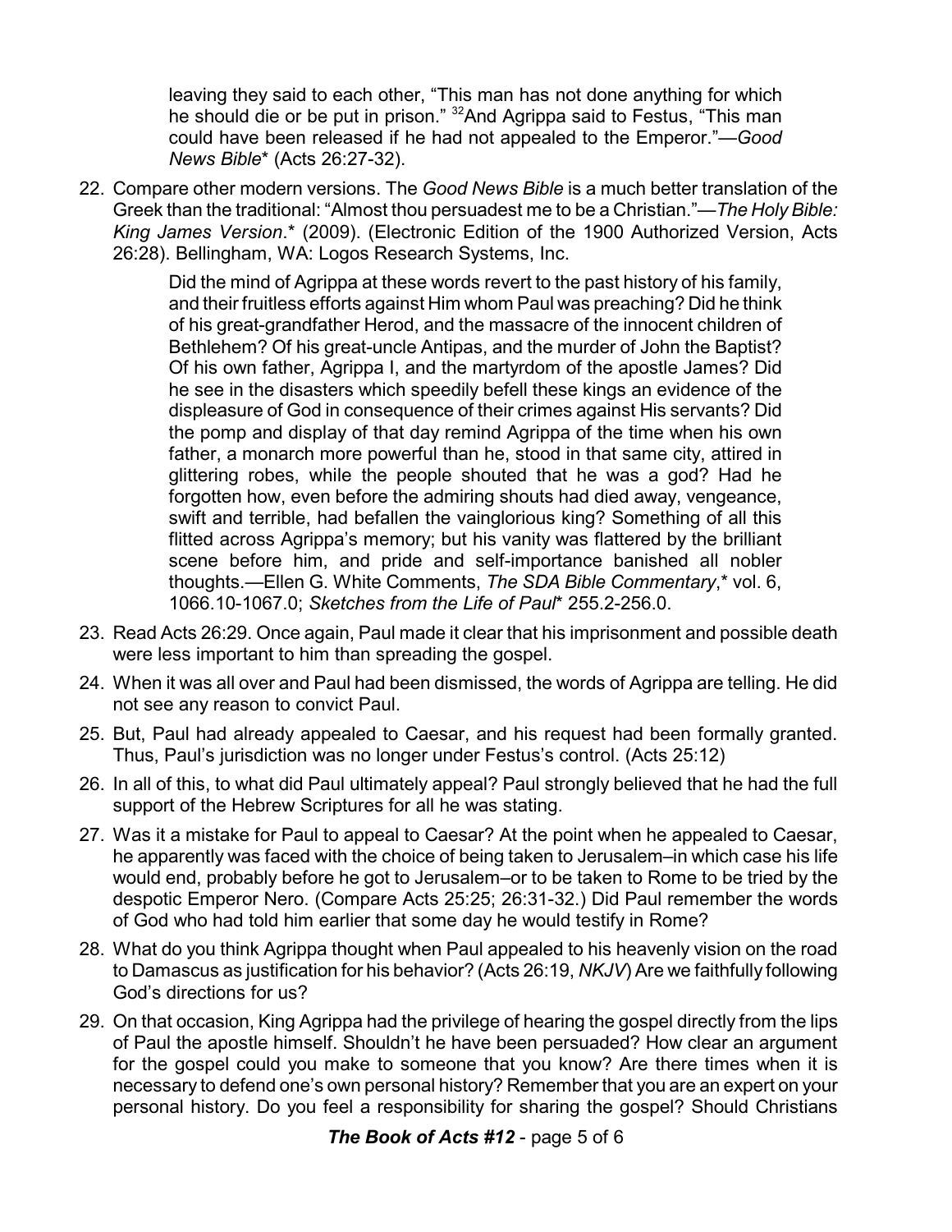leaving they said to each other, "This man has not done anything for which he should die or be put in prison." [32]And Agrippa said to Festus, "This man could have been released if he had not appealed to the Emperor."—*Good News Bible** (Acts 26:27-32).

22. Compare other modern versions. The *Good News Bible* is a much better translation of the Greek than the traditional: "Almost thou persuadest me to be a Christian."—*The Holy Bible: King James Version*.* (2009). (Electronic Edition of the 1900 Authorized Version, Acts 26:28). Bellingham, WA: Logos Research Systems, Inc.

    > Did the mind of Agrippa at these words revert to the past history of his family, and their fruitless efforts against Him whom Paul was preaching? Did he think of his great-grandfather Herod, and the massacre of the innocent children of Bethlehem? Of his great-uncle Antipas, and the murder of John the Baptist? Of his own father, Agrippa I, and the martyrdom of the apostle James? Did he see in the disasters which speedily befell these kings an evidence of the displeasure of God in consequence of their crimes against His servants? Did the pomp and display of that day remind Agrippa of the time when his own father, a monarch more powerful than he, stood in that same city, attired in glittering robes, while the people shouted that he was a god? Had he forgotten how, even before the admiring shouts had died away, vengeance, swift and terrible, had befallen the vainglorious king? Something of all this flitted across Agrippa's memory; but his vanity was flattered by the brilliant scene before him, and pride and self-importance banished all nobler thoughts.—Ellen G. White Comments, *The SDA Bible Commentary*,* vol. 6, 1066.10-1067.0; *Sketches from the Life of Paul** 255.2-256.0.

23. Read Acts 26:29. Once again, Paul made it clear that his imprisonment and possible death were less important to him than spreading the gospel.
24. When it was all over and Paul had been dismissed, the words of Agrippa are telling. He did not see any reason to convict Paul.
25. But, Paul had already appealed to Caesar, and his request had been formally granted. Thus, Paul's jurisdiction was no longer under Festus's control. (Acts 25:12)
26. In all of this, to what did Paul ultimately appeal? Paul strongly believed that he had the full support of the Hebrew Scriptures for all he was stating.
27. Was it a mistake for Paul to appeal to Caesar? At the point when he appealed to Caesar, he apparently was faced with the choice of being taken to Jerusalem–in which case his life would end, probably before he got to Jerusalem–or to be taken to Rome to be tried by the despotic Emperor Nero. (Compare Acts 25:25; 26:31-32.) Did Paul remember the words of God who had told him earlier that some day he would testify in Rome?
28. What do you think Agrippa thought when Paul appealed to his heavenly vision on the road to Damascus as justification for his behavior? (Acts 26:19, *NKJV*) Are we faithfully following God's directions for us?
29. On that occasion, King Agrippa had the privilege of hearing the gospel directly from the lips of Paul the apostle himself. Shouldn't he have been persuaded? How clear an argument for the gospel could you make to someone that you know? Are there times when it is necessary to defend one's own personal history? Remember that you are an expert on your personal history. Do you feel a responsibility for sharing the gospel? Should Christians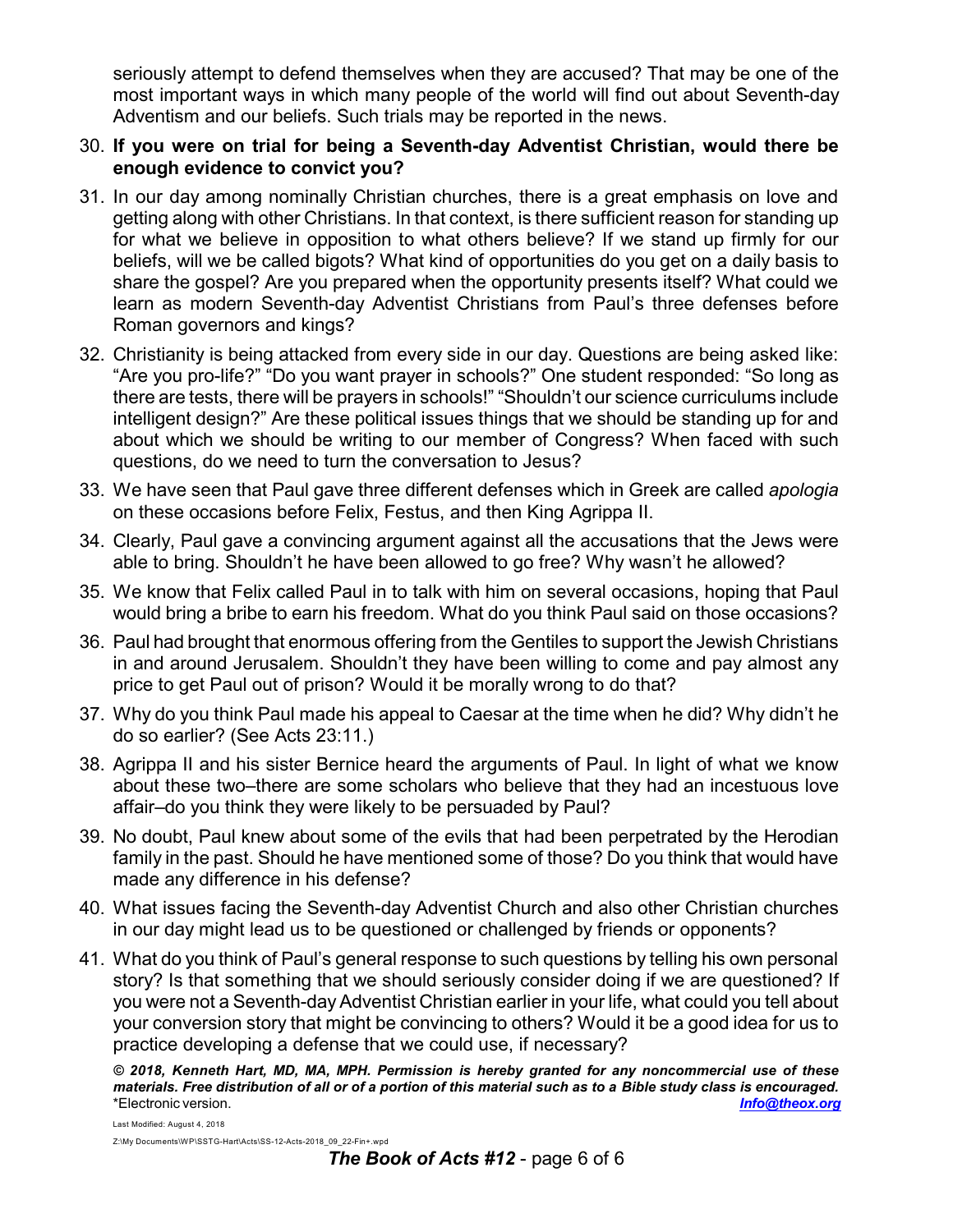seriously attempt to defend themselves when they are accused? That may be one of the most important ways in which many people of the world will find out about Seventh-day Adventism and our beliefs. Such trials may be reported in the news.

30. **If you were on trial for being a Seventh-day Adventist Christian, would there be enough evidence to convict you?**

31. In our day among nominally Christian churches, there is a great emphasis on love and getting along with other Christians. In that context, is there sufficient reason for standing up for what we believe in opposition to what others believe? If we stand up firmly for our beliefs, will we be called bigots? What kind of opportunities do you get on a daily basis to share the gospel? Are you prepared when the opportunity presents itself? What could we learn as modern Seventh-day Adventist Christians from Paul's three defenses before Roman governors and kings?

32. Christianity is being attacked from every side in our day. Questions are being asked like: "Are you pro-life?" "Do you want prayer in schools?" One student responded: "So long as there are tests, there will be prayers in schools!" "Shouldn't our science curriculums include intelligent design?" Are these political issues things that we should be standing up for and about which we should be writing to our member of Congress? When faced with such questions, do we need to turn the conversation to Jesus?

33. We have seen that Paul gave three different defenses which in Greek are called *apologia* on these occasions before Felix, Festus, and then King Agrippa II.

34. Clearly, Paul gave a convincing argument against all the accusations that the Jews were able to bring. Shouldn't he have been allowed to go free? Why wasn't he allowed?

35. We know that Felix called Paul in to talk with him on several occasions, hoping that Paul would bring a bribe to earn his freedom. What do you think Paul said on those occasions?

36. Paul had brought that enormous offering from the Gentiles to support the Jewish Christians in and around Jerusalem. Shouldn't they have been willing to come and pay almost any price to get Paul out of prison? Would it be morally wrong to do that?

37. Why do you think Paul made his appeal to Caesar at the time when he did? Why didn't he do so earlier? (See Acts 23:11.)

38. Agrippa II and his sister Bernice heard the arguments of Paul. In light of what we know about these two–there are some scholars who believe that they had an incestuous love affair–do you think they were likely to be persuaded by Paul?

39. No doubt, Paul knew about some of the evils that had been perpetrated by the Herodian family in the past. Should he have mentioned some of those? Do you think that would have made any difference in his defense?

40. What issues facing the Seventh-day Adventist Church and also other Christian churches in our day might lead us to be questioned or challenged by friends or opponents?

41. What do you think of Paul's general response to such questions by telling his own personal story? Is that something that we should seriously consider doing if we are questioned? If you were not a Seventh-day Adventist Christian earlier in your life, what could you tell about your conversion story that might be convincing to others? Would it be a good idea for us to practice developing a defense that we could use, if necessary?

***© 2018, Kenneth Hart, MD, MA, MPH. Permission is hereby granted for any noncommercial use of these materials. Free distribution of all or of a portion of this material such as to a Bible study class is encouraged.***
*Electronic version. ***Info@theox.org***

Last Modified: August 4, 2018

Z:\My Documents\WP\SSTG-Hart\Acts\SS-12-Acts-2018_09_22-Fin+.wpd